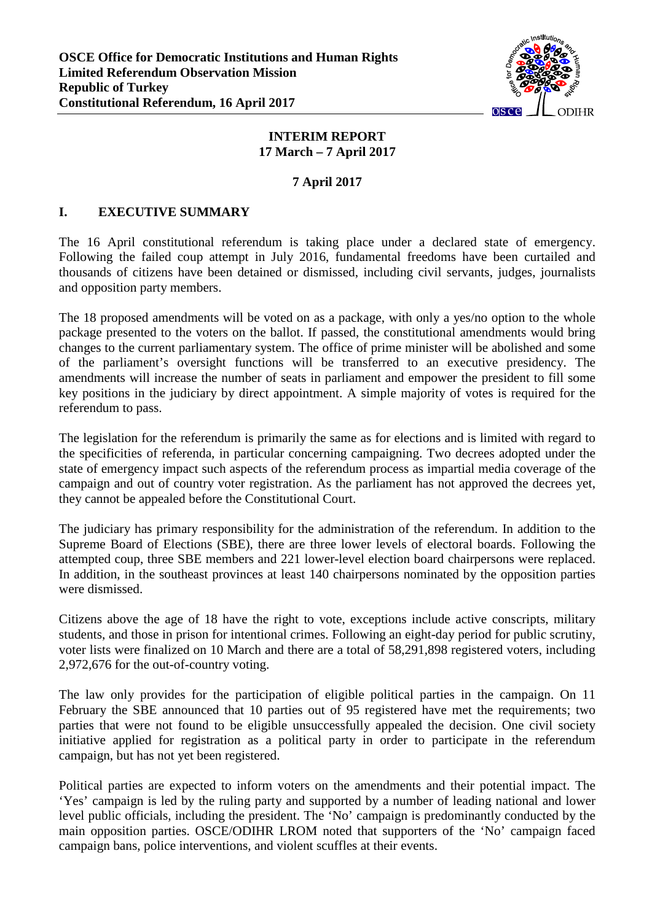**OSCE Office for Democratic Institutions and Human Rights**
**Limited Referendum Observation Mission**
**Republic of Turkey**
**Constitutional Referendum, 16 April 2017**

# INTERIM REPORT
## 17 March – 7 April 2017

**7 April 2017**

## I. EXECUTIVE SUMMARY

The 16 April constitutional referendum is taking place under a declared state of emergency. Following the failed coup attempt in July 2016, fundamental freedoms have been curtailed and thousands of citizens have been detained or dismissed, including civil servants, judges, journalists and opposition party members.

The 18 proposed amendments will be voted on as a package, with only a yes/no option to the whole package presented to the voters on the ballot. If passed, the constitutional amendments would bring changes to the current parliamentary system. The office of prime minister will be abolished and some of the parliament's oversight functions will be transferred to an executive presidency. The amendments will increase the number of seats in parliament and empower the president to fill some key positions in the judiciary by direct appointment. A simple majority of votes is required for the referendum to pass.

The legislation for the referendum is primarily the same as for elections and is limited with regard to the specificities of referenda, in particular concerning campaigning. Two decrees adopted under the state of emergency impact such aspects of the referendum process as impartial media coverage of the campaign and out of country voter registration. As the parliament has not approved the decrees yet, they cannot be appealed before the Constitutional Court.

The judiciary has primary responsibility for the administration of the referendum. In addition to the Supreme Board of Elections (SBE), there are three lower levels of electoral boards. Following the attempted coup, three SBE members and 221 lower-level election board chairpersons were replaced. In addition, in the southeast provinces at least 140 chairpersons nominated by the opposition parties were dismissed.

Citizens above the age of 18 have the right to vote, exceptions include active conscripts, military students, and those in prison for intentional crimes. Following an eight-day period for public scrutiny, voter lists were finalized on 10 March and there are a total of 58,291,898 registered voters, including 2,972,676 for the out-of-country voting.

The law only provides for the participation of eligible political parties in the campaign. On 11 February the SBE announced that 10 parties out of 95 registered have met the requirements; two parties that were not found to be eligible unsuccessfully appealed the decision. One civil society initiative applied for registration as a political party in order to participate in the referendum campaign, but has not yet been registered.

Political parties are expected to inform voters on the amendments and their potential impact. The 'Yes' campaign is led by the ruling party and supported by a number of leading national and lower level public officials, including the president. The 'No' campaign is predominantly conducted by the main opposition parties. OSCE/ODIHR LROM noted that supporters of the 'No' campaign faced campaign bans, police interventions, and violent scuffles at their events.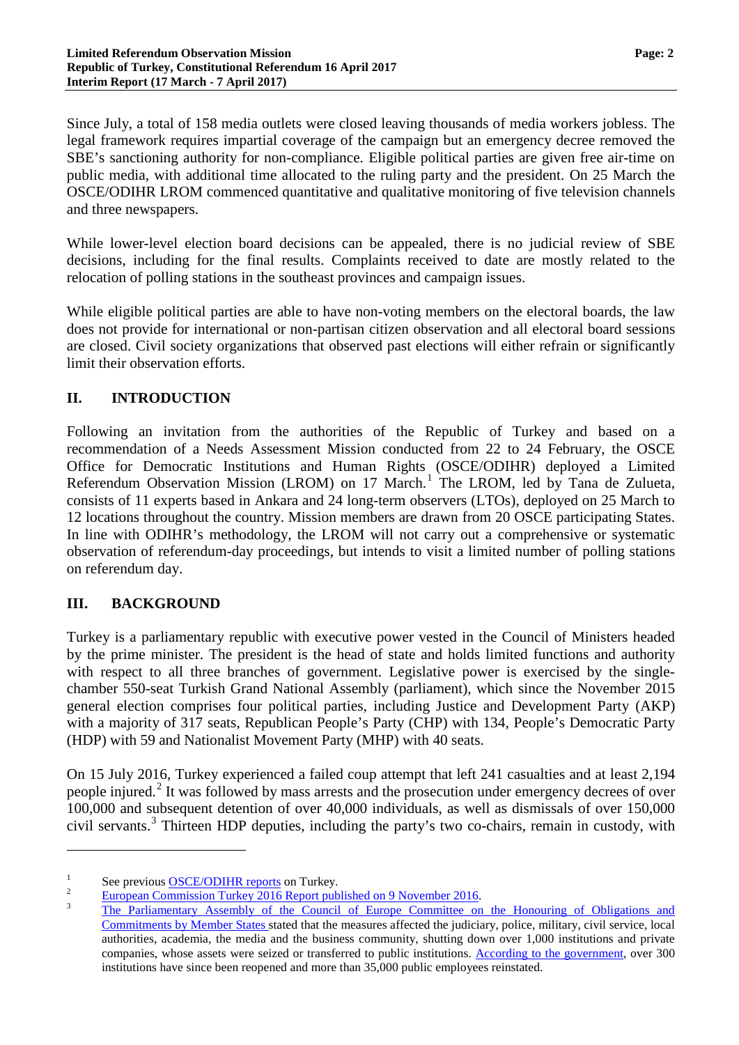Since July, a total of 158 media outlets were closed leaving thousands of media workers jobless. The legal framework requires impartial coverage of the campaign but an emergency decree removed the SBE's sanctioning authority for non-compliance. Eligible political parties are given free air-time on public media, with additional time allocated to the ruling party and the president. On 25 March the OSCE/ODIHR LROM commenced quantitative and qualitative monitoring of five television channels and three newspapers.

While lower-level election board decisions can be appealed, there is no judicial review of SBE decisions, including for the final results. Complaints received to date are mostly related to the relocation of polling stations in the southeast provinces and campaign issues.

While eligible political parties are able to have non-voting members on the electoral boards, the law does not provide for international or non-partisan citizen observation and all electoral board sessions are closed. Civil society organizations that observed past elections will either refrain or significantly limit their observation efforts.

## II. INTRODUCTION

Following an invitation from the authorities of the Republic of Turkey and based on a recommendation of a Needs Assessment Mission conducted from 22 to 24 February, the OSCE Office for Democratic Institutions and Human Rights (OSCE/ODIHR) deployed a Limited Referendum Observation Mission (LROM) on 17 March.[1] The LROM, led by Tana de Zulueta, consists of 11 experts based in Ankara and 24 long-term observers (LTOs), deployed on 25 March to 12 locations throughout the country. Mission members are drawn from 20 OSCE participating States. In line with ODIHR's methodology, the LROM will not carry out a comprehensive or systematic observation of referendum-day proceedings, but intends to visit a limited number of polling stations on referendum day.

## III. BACKGROUND

Turkey is a parliamentary republic with executive power vested in the Council of Ministers headed by the prime minister. The president is the head of state and holds limited functions and authority with respect to all three branches of government. Legislative power is exercised by the single-chamber 550-seat Turkish Grand National Assembly (parliament), which since the November 2015 general election comprises four political parties, including Justice and Development Party (AKP) with a majority of 317 seats, Republican People's Party (CHP) with 134, People's Democratic Party (HDP) with 59 and Nationalist Movement Party (MHP) with 40 seats.

On 15 July 2016, Turkey experienced a failed coup attempt that left 241 casualties and at least 2,194 people injured.[2] It was followed by mass arrests and the prosecution under emergency decrees of over 100,000 and subsequent detention of over 40,000 individuals, as well as dismissals of over 150,000 civil servants.[3] Thirteen HDP deputies, including the party's two co-chairs, remain in custody, with

---

[1] See previous OSCE/ODIHR reports on Turkey.

[2] European Commission Turkey 2016 Report published on 9 November 2016.

[3] The Parliamentary Assembly of the Council of Europe Committee on the Honouring of Obligations and Commitments by Member States stated that the measures affected the judiciary, police, military, civil service, local authorities, academia, the media and the business community, shutting down over 1,000 institutions and private companies, whose assets were seized or transferred to public institutions. According to the government, over 300 institutions have since been reopened and more than 35,000 public employees reinstated.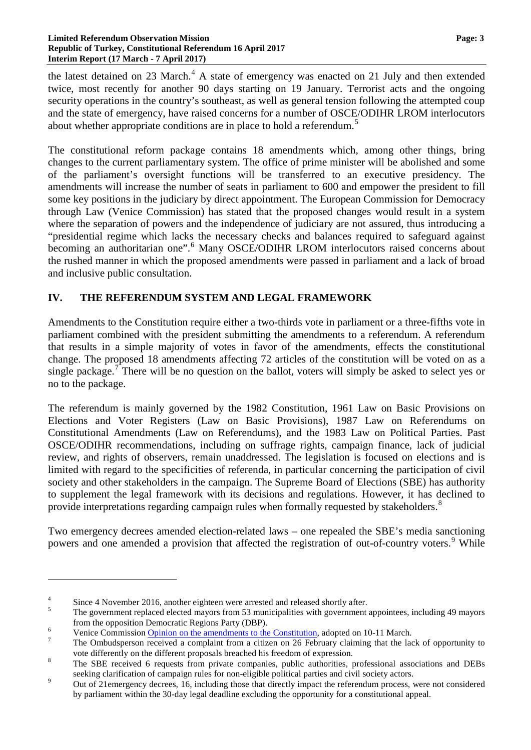the latest detained on 23 March.[4] A state of emergency was enacted on 21 July and then extended twice, most recently for another 90 days starting on 19 January. Terrorist acts and the ongoing security operations in the country's southeast, as well as general tension following the attempted coup and the state of emergency, have raised concerns for a number of OSCE/ODIHR LROM interlocutors about whether appropriate conditions are in place to hold a referendum.[5]

The constitutional reform package contains 18 amendments which, among other things, bring changes to the current parliamentary system. The office of prime minister will be abolished and some of the parliament's oversight functions will be transferred to an executive presidency. The amendments will increase the number of seats in parliament to 600 and empower the president to fill some key positions in the judiciary by direct appointment. The European Commission for Democracy through Law (Venice Commission) has stated that the proposed changes would result in a system where the separation of powers and the independence of judiciary are not assured, thus introducing a "presidential regime which lacks the necessary checks and balances required to safeguard against becoming an authoritarian one".[6] Many OSCE/ODIHR LROM interlocutors raised concerns about the rushed manner in which the proposed amendments were passed in parliament and a lack of broad and inclusive public consultation.

## IV. THE REFERENDUM SYSTEM AND LEGAL FRAMEWORK

Amendments to the Constitution require either a two-thirds vote in parliament or a three-fifths vote in parliament combined with the president submitting the amendments to a referendum. A referendum that results in a simple majority of votes in favor of the amendments, effects the constitutional change. The proposed 18 amendments affecting 72 articles of the constitution will be voted on as a single package.[7] There will be no question on the ballot, voters will simply be asked to select yes or no to the package.

The referendum is mainly governed by the 1982 Constitution, 1961 Law on Basic Provisions on Elections and Voter Registers (Law on Basic Provisions), 1987 Law on Referendums on Constitutional Amendments (Law on Referendums), and the 1983 Law on Political Parties. Past OSCE/ODIHR recommendations, including on suffrage rights, campaign finance, lack of judicial review, and rights of observers, remain unaddressed. The legislation is focused on elections and is limited with regard to the specificities of referenda, in particular concerning the participation of civil society and other stakeholders in the campaign. The Supreme Board of Elections (SBE) has authority to supplement the legal framework with its decisions and regulations. However, it has declined to provide interpretations regarding campaign rules when formally requested by stakeholders.[8]

Two emergency decrees amended election-related laws – one repealed the SBE's media sanctioning powers and one amended a provision that affected the registration of out-of-country voters.[9] While

---

[4] Since 4 November 2016, another eighteen were arrested and released shortly after.

[5] The government replaced elected mayors from 53 municipalities with government appointees, including 49 mayors from the opposition Democratic Regions Party (DBP).

[6] Venice Commission Opinion on the amendments to the Constitution, adopted on 10-11 March.

[7] The Ombudsperson received a complaint from a citizen on 26 February claiming that the lack of opportunity to vote differently on the different proposals breached his freedom of expression.

[8] The SBE received 6 requests from private companies, public authorities, professional associations and DEBs seeking clarification of campaign rules for non-eligible political parties and civil society actors.

[9] Out of 21emergency decrees, 16, including those that directly impact the referendum process, were not considered by parliament within the 30-day legal deadline excluding the opportunity for a constitutional appeal.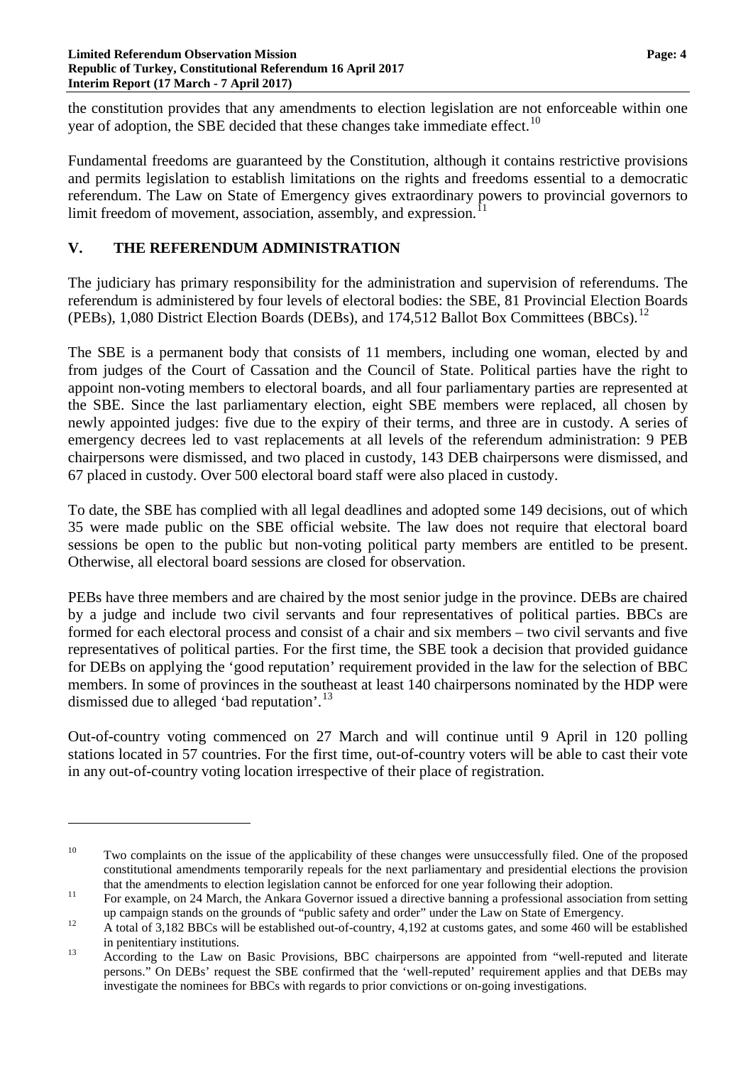the constitution provides that any amendments to election legislation are not enforceable within one year of adoption, the SBE decided that these changes take immediate effect.[10]

Fundamental freedoms are guaranteed by the Constitution, although it contains restrictive provisions and permits legislation to establish limitations on the rights and freedoms essential to a democratic referendum. The Law on State of Emergency gives extraordinary powers to provincial governors to limit freedom of movement, association, assembly, and expression.[11]

## V. THE REFERENDUM ADMINISTRATION

The judiciary has primary responsibility for the administration and supervision of referendums. The referendum is administered by four levels of electoral bodies: the SBE, 81 Provincial Election Boards (PEBs), 1,080 District Election Boards (DEBs), and 174,512 Ballot Box Committees (BBCs).[12]

The SBE is a permanent body that consists of 11 members, including one woman, elected by and from judges of the Court of Cassation and the Council of State. Political parties have the right to appoint non-voting members to electoral boards, and all four parliamentary parties are represented at the SBE. Since the last parliamentary election, eight SBE members were replaced, all chosen by newly appointed judges: five due to the expiry of their terms, and three are in custody. A series of emergency decrees led to vast replacements at all levels of the referendum administration: 9 PEB chairpersons were dismissed, and two placed in custody, 143 DEB chairpersons were dismissed, and 67 placed in custody. Over 500 electoral board staff were also placed in custody.

To date, the SBE has complied with all legal deadlines and adopted some 149 decisions, out of which 35 were made public on the SBE official website. The law does not require that electoral board sessions be open to the public but non-voting political party members are entitled to be present. Otherwise, all electoral board sessions are closed for observation.

PEBs have three members and are chaired by the most senior judge in the province. DEBs are chaired by a judge and include two civil servants and four representatives of political parties. BBCs are formed for each electoral process and consist of a chair and six members – two civil servants and five representatives of political parties. For the first time, the SBE took a decision that provided guidance for DEBs on applying the 'good reputation' requirement provided in the law for the selection of BBC members. In some of provinces in the southeast at least 140 chairpersons nominated by the HDP were dismissed due to alleged 'bad reputation'.[13]

Out-of-country voting commenced on 27 March and will continue until 9 April in 120 polling stations located in 57 countries. For the first time, out-of-country voters will be able to cast their vote in any out-of-country voting location irrespective of their place of registration.

---

[10] Two complaints on the issue of the applicability of these changes were unsuccessfully filed. One of the proposed constitutional amendments temporarily repeals for the next parliamentary and presidential elections the provision that the amendments to election legislation cannot be enforced for one year following their adoption.

[11] For example, on 24 March, the Ankara Governor issued a directive banning a professional association from setting up campaign stands on the grounds of "public safety and order" under the Law on State of Emergency.

[12] A total of 3,182 BBCs will be established out-of-country, 4,192 at customs gates, and some 460 will be established in penitentiary institutions.

[13] According to the Law on Basic Provisions, BBC chairpersons are appointed from "well-reputed and literate persons." On DEBs' request the SBE confirmed that the 'well-reputed' requirement applies and that DEBs may investigate the nominees for BBCs with regards to prior convictions or on-going investigations.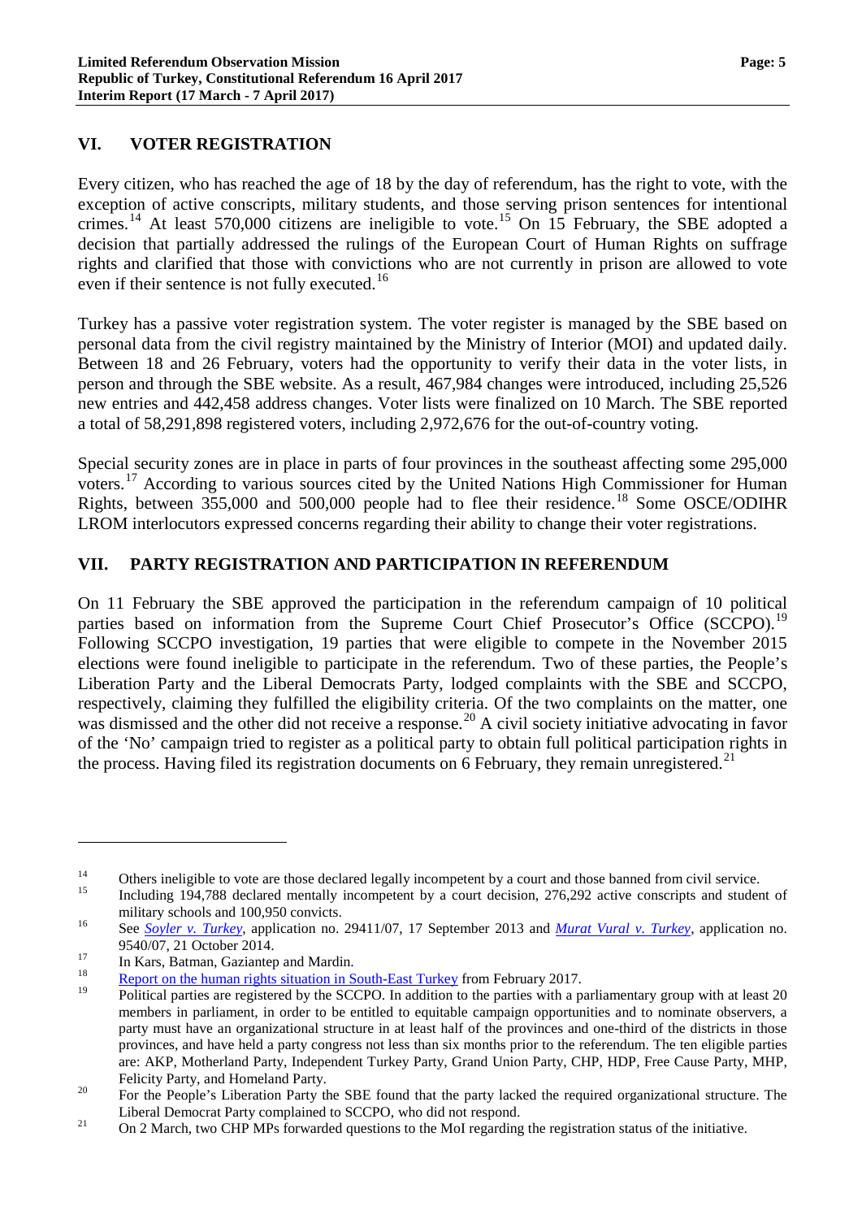## VI. VOTER REGISTRATION

Every citizen, who has reached the age of 18 by the day of referendum, has the right to vote, with the exception of active conscripts, military students, and those serving prison sentences for intentional crimes.[14] At least 570,000 citizens are ineligible to vote.[15] On 15 February, the SBE adopted a decision that partially addressed the rulings of the European Court of Human Rights on suffrage rights and clarified that those with convictions who are not currently in prison are allowed to vote even if their sentence is not fully executed.[16]

Turkey has a passive voter registration system. The voter register is managed by the SBE based on personal data from the civil registry maintained by the Ministry of Interior (MOI) and updated daily. Between 18 and 26 February, voters had the opportunity to verify their data in the voter lists, in person and through the SBE website. As a result, 467,984 changes were introduced, including 25,526 new entries and 442,458 address changes. Voter lists were finalized on 10 March. The SBE reported a total of 58,291,898 registered voters, including 2,972,676 for the out-of-country voting.

Special security zones are in place in parts of four provinces in the southeast affecting some 295,000 voters.[17] According to various sources cited by the United Nations High Commissioner for Human Rights, between 355,000 and 500,000 people had to flee their residence.[18] Some OSCE/ODIHR LROM interlocutors expressed concerns regarding their ability to change their voter registrations.

## VII. PARTY REGISTRATION AND PARTICIPATION IN REFERENDUM

On 11 February the SBE approved the participation in the referendum campaign of 10 political parties based on information from the Supreme Court Chief Prosecutor's Office (SCCPO).[19] Following SCCPO investigation, 19 parties that were eligible to compete in the November 2015 elections were found ineligible to participate in the referendum. Two of these parties, the People's Liberation Party and the Liberal Democrats Party, lodged complaints with the SBE and SCCPO, respectively, claiming they fulfilled the eligibility criteria. Of the two complaints on the matter, one was dismissed and the other did not receive a response.[20] A civil society initiative advocating in favor of the 'No' campaign tried to register as a political party to obtain full political participation rights in the process. Having filed its registration documents on 6 February, they remain unregistered.[21]

---

[14] Others ineligible to vote are those declared legally incompetent by a court and those banned from civil service.

[15] Including 194,788 declared mentally incompetent by a court decision, 276,292 active conscripts and student of military schools and 100,950 convicts.

[16] See *Soyler v. Turkey*, application no. 29411/07, 17 September 2013 and *Murat Vural v. Turkey*, application no. 9540/07, 21 October 2014.

[17] In Kars, Batman, Gaziantep and Mardin.

[18] Report on the human rights situation in South-East Turkey from February 2017.

[19] Political parties are registered by the SCCPO. In addition to the parties with a parliamentary group with at least 20 members in parliament, in order to be entitled to equitable campaign opportunities and to nominate observers, a party must have an organizational structure in at least half of the provinces and one-third of the districts in those provinces, and have held a party congress not less than six months prior to the referendum. The ten eligible parties are: AKP, Motherland Party, Independent Turkey Party, Grand Union Party, CHP, HDP, Free Cause Party, MHP, Felicity Party, and Homeland Party.

[20] For the People's Liberation Party the SBE found that the party lacked the required organizational structure. The Liberal Democrat Party complained to SCCPO, who did not respond.

[21] On 2 March, two CHP MPs forwarded questions to the MoI regarding the registration status of the initiative.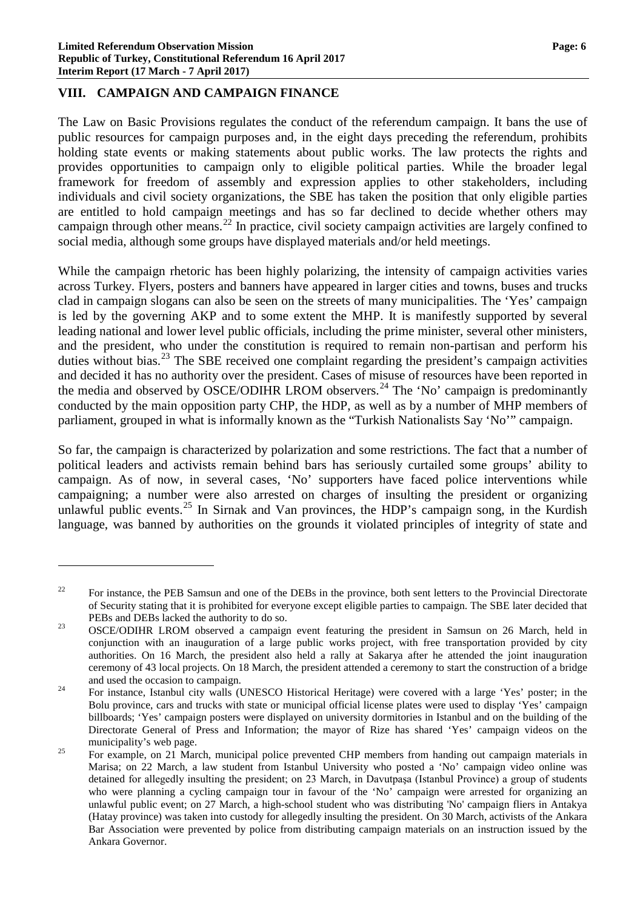## VIII. CAMPAIGN AND CAMPAIGN FINANCE

The Law on Basic Provisions regulates the conduct of the referendum campaign. It bans the use of public resources for campaign purposes and, in the eight days preceding the referendum, prohibits holding state events or making statements about public works. The law protects the rights and provides opportunities to campaign only to eligible political parties. While the broader legal framework for freedom of assembly and expression applies to other stakeholders, including individuals and civil society organizations, the SBE has taken the position that only eligible parties are entitled to hold campaign meetings and has so far declined to decide whether others may campaign through other means.[22] In practice, civil society campaign activities are largely confined to social media, although some groups have displayed materials and/or held meetings.

While the campaign rhetoric has been highly polarizing, the intensity of campaign activities varies across Turkey. Flyers, posters and banners have appeared in larger cities and towns, buses and trucks clad in campaign slogans can also be seen on the streets of many municipalities. The 'Yes' campaign is led by the governing AKP and to some extent the MHP. It is manifestly supported by several leading national and lower level public officials, including the prime minister, several other ministers, and the president, who under the constitution is required to remain non-partisan and perform his duties without bias.[23] The SBE received one complaint regarding the president's campaign activities and decided it has no authority over the president. Cases of misuse of resources have been reported in the media and observed by OSCE/ODIHR LROM observers.[24] The 'No' campaign is predominantly conducted by the main opposition party CHP, the HDP, as well as by a number of MHP members of parliament, grouped in what is informally known as the "Turkish Nationalists Say 'No'" campaign.

So far, the campaign is characterized by polarization and some restrictions. The fact that a number of political leaders and activists remain behind bars has seriously curtailed some groups' ability to campaign. As of now, in several cases, 'No' supporters have faced police interventions while campaigning; a number were also arrested on charges of insulting the president or organizing unlawful public events.[25] In Sirnak and Van provinces, the HDP's campaign song, in the Kurdish language, was banned by authorities on the grounds it violated principles of integrity of state and

---

[22] For instance, the PEB Samsun and one of the DEBs in the province, both sent letters to the Provincial Directorate of Security stating that it is prohibited for everyone except eligible parties to campaign. The SBE later decided that PEBs and DEBs lacked the authority to do so.

[23] OSCE/ODIHR LROM observed a campaign event featuring the president in Samsun on 26 March, held in conjunction with an inauguration of a large public works project, with free transportation provided by city authorities. On 16 March, the president also held a rally at Sakarya after he attended the joint inauguration ceremony of 43 local projects. On 18 March, the president attended a ceremony to start the construction of a bridge and used the occasion to campaign.

[24] For instance, Istanbul city walls (UNESCO Historical Heritage) were covered with a large 'Yes' poster; in the Bolu province, cars and trucks with state or municipal official license plates were used to display 'Yes' campaign billboards; 'Yes' campaign posters were displayed on university dormitories in Istanbul and on the building of the Directorate General of Press and Information; the mayor of Rize has shared 'Yes' campaign videos on the municipality's web page.

[25] For example, on 21 March, municipal police prevented CHP members from handing out campaign materials in Marisa; on 22 March, a law student from Istanbul University who posted a 'No' campaign video online was detained for allegedly insulting the president; on 23 March, in Davutpaşa (Istanbul Province) a group of students who were planning a cycling campaign tour in favour of the 'No' campaign were arrested for organizing an unlawful public event; on 27 March, a high-school student who was distributing 'No' campaign fliers in Antakya (Hatay province) was taken into custody for allegedly insulting the president. On 30 March, activists of the Ankara Bar Association were prevented by police from distributing campaign materials on an instruction issued by the Ankara Governor.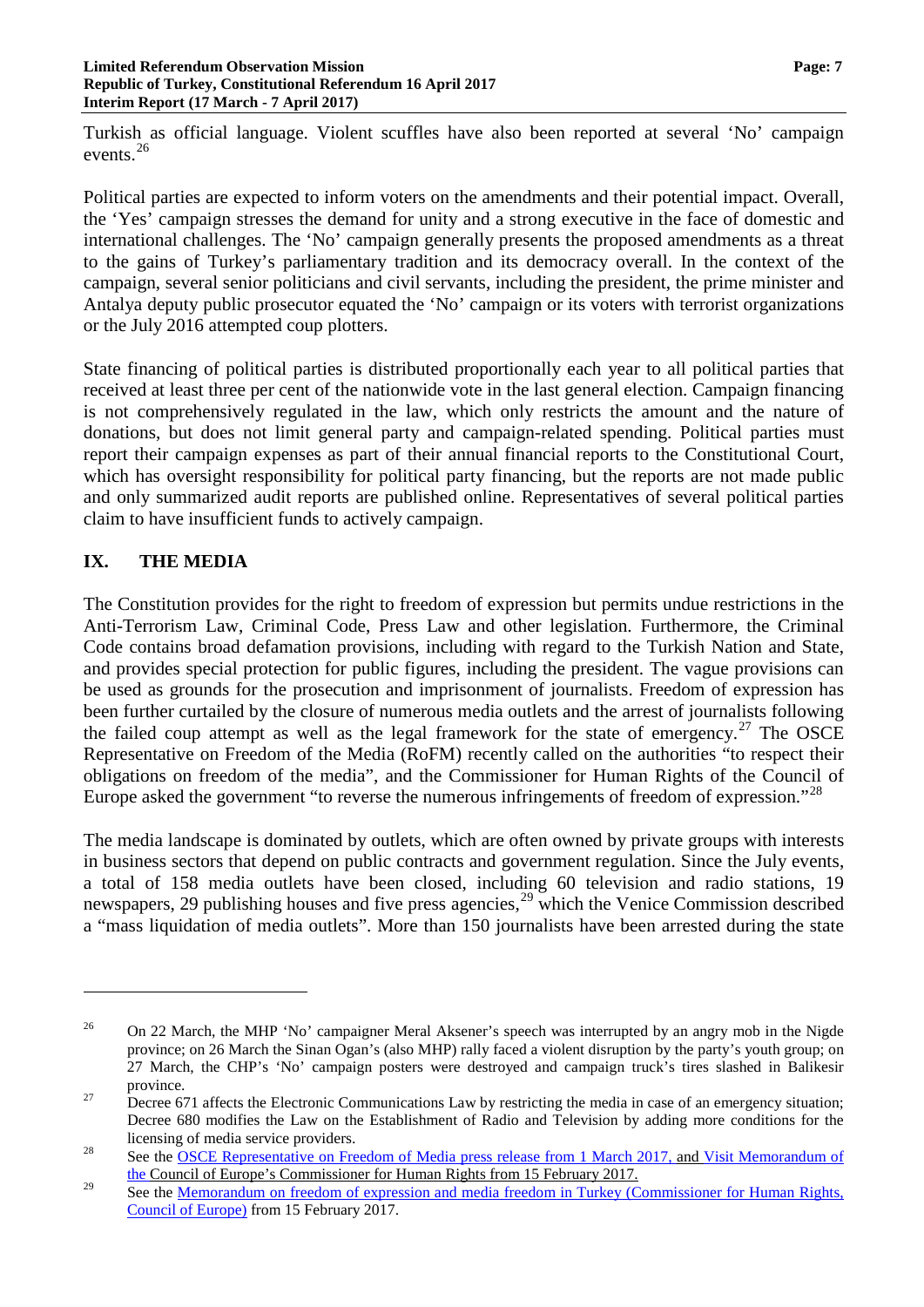Turkish as official language. Violent scuffles have also been reported at several 'No' campaign events.[26]

Political parties are expected to inform voters on the amendments and their potential impact. Overall, the 'Yes' campaign stresses the demand for unity and a strong executive in the face of domestic and international challenges. The 'No' campaign generally presents the proposed amendments as a threat to the gains of Turkey's parliamentary tradition and its democracy overall. In the context of the campaign, several senior politicians and civil servants, including the president, the prime minister and Antalya deputy public prosecutor equated the 'No' campaign or its voters with terrorist organizations or the July 2016 attempted coup plotters.

State financing of political parties is distributed proportionally each year to all political parties that received at least three per cent of the nationwide vote in the last general election. Campaign financing is not comprehensively regulated in the law, which only restricts the amount and the nature of donations, but does not limit general party and campaign-related spending. Political parties must report their campaign expenses as part of their annual financial reports to the Constitutional Court, which has oversight responsibility for political party financing, but the reports are not made public and only summarized audit reports are published online. Representatives of several political parties claim to have insufficient funds to actively campaign.

## IX. THE MEDIA

The Constitution provides for the right to freedom of expression but permits undue restrictions in the Anti-Terrorism Law, Criminal Code, Press Law and other legislation. Furthermore, the Criminal Code contains broad defamation provisions, including with regard to the Turkish Nation and State, and provides special protection for public figures, including the president. The vague provisions can be used as grounds for the prosecution and imprisonment of journalists. Freedom of expression has been further curtailed by the closure of numerous media outlets and the arrest of journalists following the failed coup attempt as well as the legal framework for the state of emergency.[27] The OSCE Representative on Freedom of the Media (RoFM) recently called on the authorities "to respect their obligations on freedom of the media", and the Commissioner for Human Rights of the Council of Europe asked the government "to reverse the numerous infringements of freedom of expression."[28]

The media landscape is dominated by outlets, which are often owned by private groups with interests in business sectors that depend on public contracts and government regulation. Since the July events, a total of 158 media outlets have been closed, including 60 television and radio stations, 19 newspapers, 29 publishing houses and five press agencies,[29] which the Venice Commission described a "mass liquidation of media outlets". More than 150 journalists have been arrested during the state

---

[26] On 22 March, the MHP 'No' campaigner Meral Aksener's speech was interrupted by an angry mob in the Nigde province; on 26 March the Sinan Ogan's (also MHP) rally faced a violent disruption by the party's youth group; on 27 March, the CHP's 'No' campaign posters were destroyed and campaign truck's tires slashed in Balikesir province.

[27] Decree 671 affects the Electronic Communications Law by restricting the media in case of an emergency situation; Decree 680 modifies the Law on the Establishment of Radio and Television by adding more conditions for the licensing of media service providers.

[28] See the OSCE Representative on Freedom of Media press release from 1 March 2017, and Visit Memorandum of the Council of Europe's Commissioner for Human Rights from 15 February 2017.

[29] See the Memorandum on freedom of expression and media freedom in Turkey (Commissioner for Human Rights, Council of Europe) from 15 February 2017.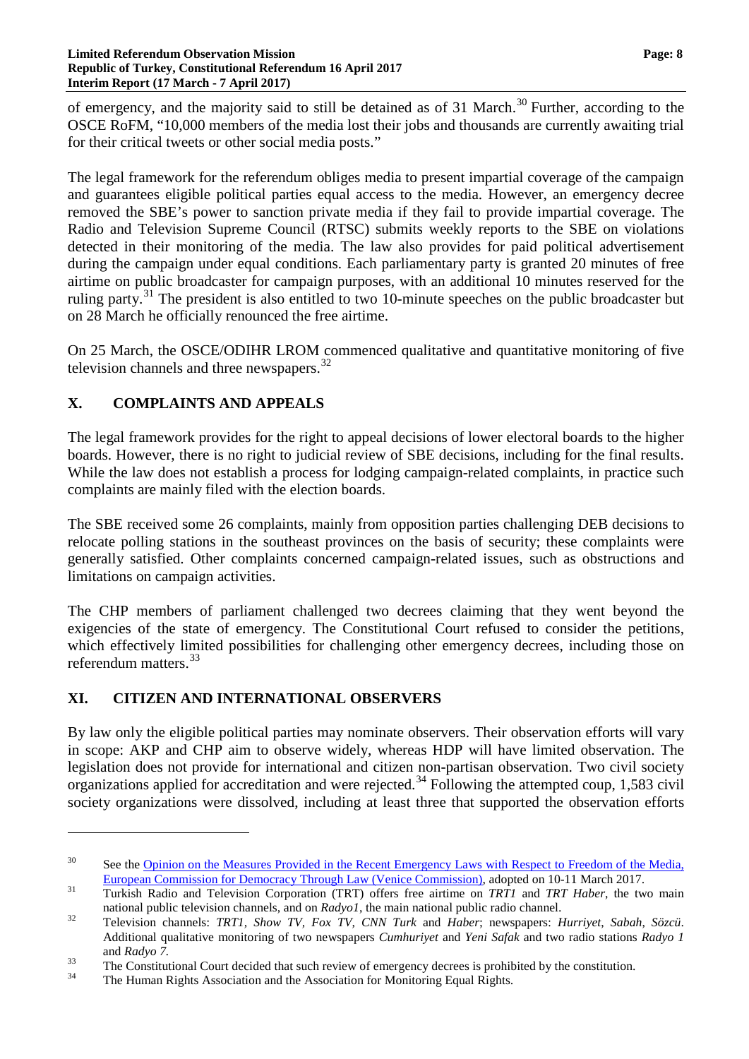of emergency, and the majority said to still be detained as of 31 March.[30] Further, according to the OSCE RoFM, "10,000 members of the media lost their jobs and thousands are currently awaiting trial for their critical tweets or other social media posts."

The legal framework for the referendum obliges media to present impartial coverage of the campaign and guarantees eligible political parties equal access to the media. However, an emergency decree removed the SBE's power to sanction private media if they fail to provide impartial coverage. The Radio and Television Supreme Council (RTSC) submits weekly reports to the SBE on violations detected in their monitoring of the media. The law also provides for paid political advertisement during the campaign under equal conditions. Each parliamentary party is granted 20 minutes of free airtime on public broadcaster for campaign purposes, with an additional 10 minutes reserved for the ruling party.[31] The president is also entitled to two 10-minute speeches on the public broadcaster but on 28 March he officially renounced the free airtime.

On 25 March, the OSCE/ODIHR LROM commenced qualitative and quantitative monitoring of five television channels and three newspapers.[32]

## X. COMPLAINTS AND APPEALS

The legal framework provides for the right to appeal decisions of lower electoral boards to the higher boards. However, there is no right to judicial review of SBE decisions, including for the final results. While the law does not establish a process for lodging campaign-related complaints, in practice such complaints are mainly filed with the election boards.

The SBE received some 26 complaints, mainly from opposition parties challenging DEB decisions to relocate polling stations in the southeast provinces on the basis of security; these complaints were generally satisfied. Other complaints concerned campaign-related issues, such as obstructions and limitations on campaign activities.

The CHP members of parliament challenged two decrees claiming that they went beyond the exigencies of the state of emergency. The Constitutional Court refused to consider the petitions, which effectively limited possibilities for challenging other emergency decrees, including those on referendum matters.[33]

## XI. CITIZEN AND INTERNATIONAL OBSERVERS

By law only the eligible political parties may nominate observers. Their observation efforts will vary in scope: AKP and CHP aim to observe widely, whereas HDP will have limited observation. The legislation does not provide for international and citizen non-partisan observation. Two civil society organizations applied for accreditation and were rejected.[34] Following the attempted coup, 1,583 civil society organizations were dissolved, including at least three that supported the observation efforts

---

[30] See the Opinion on the Measures Provided in the Recent Emergency Laws with Respect to Freedom of the Media, European Commission for Democracy Through Law (Venice Commission), adopted on 10-11 March 2017.

[31] Turkish Radio and Television Corporation (TRT) offers free airtime on *TRT1* and *TRT Haber*, the two main national public television channels, and on *Radyo1*, the main national public radio channel.

[32] Television channels: *TRT1, Show TV, Fox TV, CNN Turk* and *Haber*; newspapers: *Hurriyet, Sabah, Sözcü*. Additional qualitative monitoring of two newspapers *Cumhuriyet* and *Yeni Safak* and two radio stations *Radyo 1* and *Radyo 7.*

[33] The Constitutional Court decided that such review of emergency decrees is prohibited by the constitution.

[34] The Human Rights Association and the Association for Monitoring Equal Rights.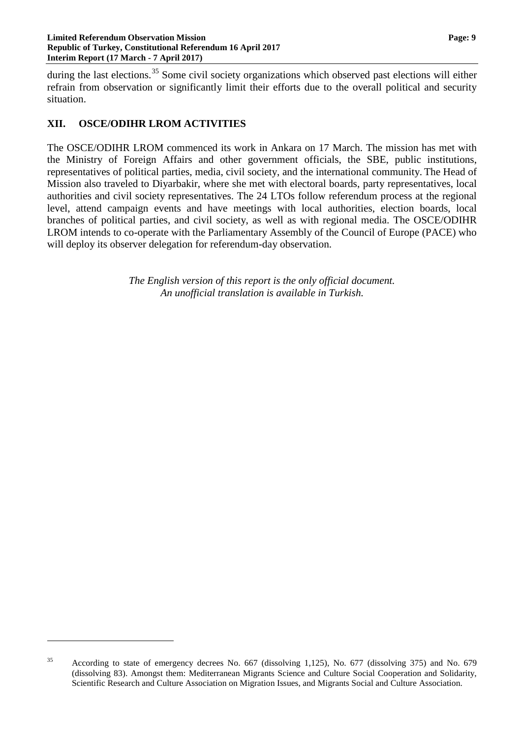during the last elections.[35] Some civil society organizations which observed past elections will either refrain from observation or significantly limit their efforts due to the overall political and security situation.

## XII. OSCE/ODIHR LROM ACTIVITIES

The OSCE/ODIHR LROM commenced its work in Ankara on 17 March. The mission has met with the Ministry of Foreign Affairs and other government officials, the SBE, public institutions, representatives of political parties, media, civil society, and the international community. The Head of Mission also traveled to Diyarbakir, where she met with electoral boards, party representatives, local authorities and civil society representatives. The 24 LTOs follow referendum process at the regional level, attend campaign events and have meetings with local authorities, election boards, local branches of political parties, and civil society, as well as with regional media. The OSCE/ODIHR LROM intends to co-operate with the Parliamentary Assembly of the Council of Europe (PACE) who will deploy its observer delegation for referendum-day observation.

*The English version of this report is the only official document.*
*An unofficial translation is available in Turkish.*

---

[35] According to state of emergency decrees No. 667 (dissolving 1,125), No. 677 (dissolving 375) and No. 679 (dissolving 83). Amongst them: Mediterranean Migrants Science and Culture Social Cooperation and Solidarity, Scientific Research and Culture Association on Migration Issues, and Migrants Social and Culture Association.